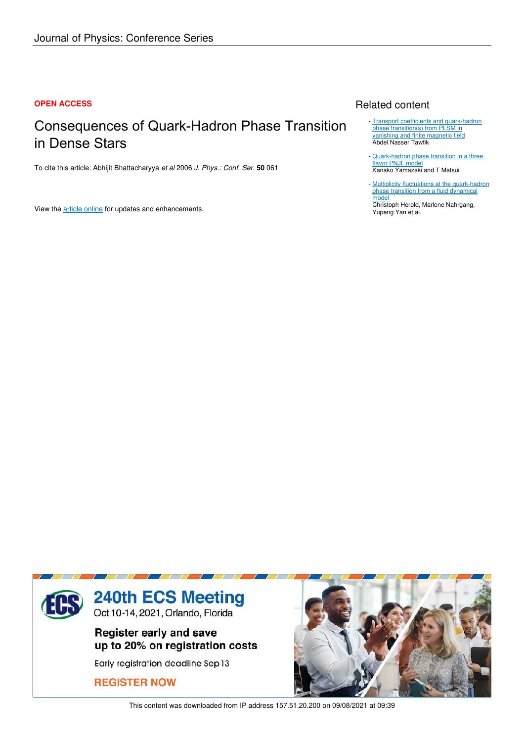Journal of Physics: Conference Series

**OPEN ACCESS**

# Consequences of Quark-Hadron Phase Transition in Dense Stars

To cite this article: Abhijit Bhattacharyya *et al* 2006 *J. Phys.: Conf. Ser.* **50** 061

View the article online for updates and enhancements.

## Related content

- Transport coefficients and quark-hadron phase transition(s) from PLSM in vanishing and finite magnetic field
  Abdel Nasser Tawfik
- Quark-hadron phase transition in a three flavor PNJL model
  Kanako Yamazaki and T Matsui
- Multiplicity fluctuations at the quark-hadron phase transition from a fluid dynamical model
  Christoph Herold, Marlene Nahrgang, Yupeng Yan et al.

240th ECS Meeting
Oct 10-14, 2021, Orlando, Florida

Register early and save up to 20% on registration costs

Early registration deadline Sep 13

REGISTER NOW

This content was downloaded from IP address 157.51.20.200 on 09/08/2021 at 09:39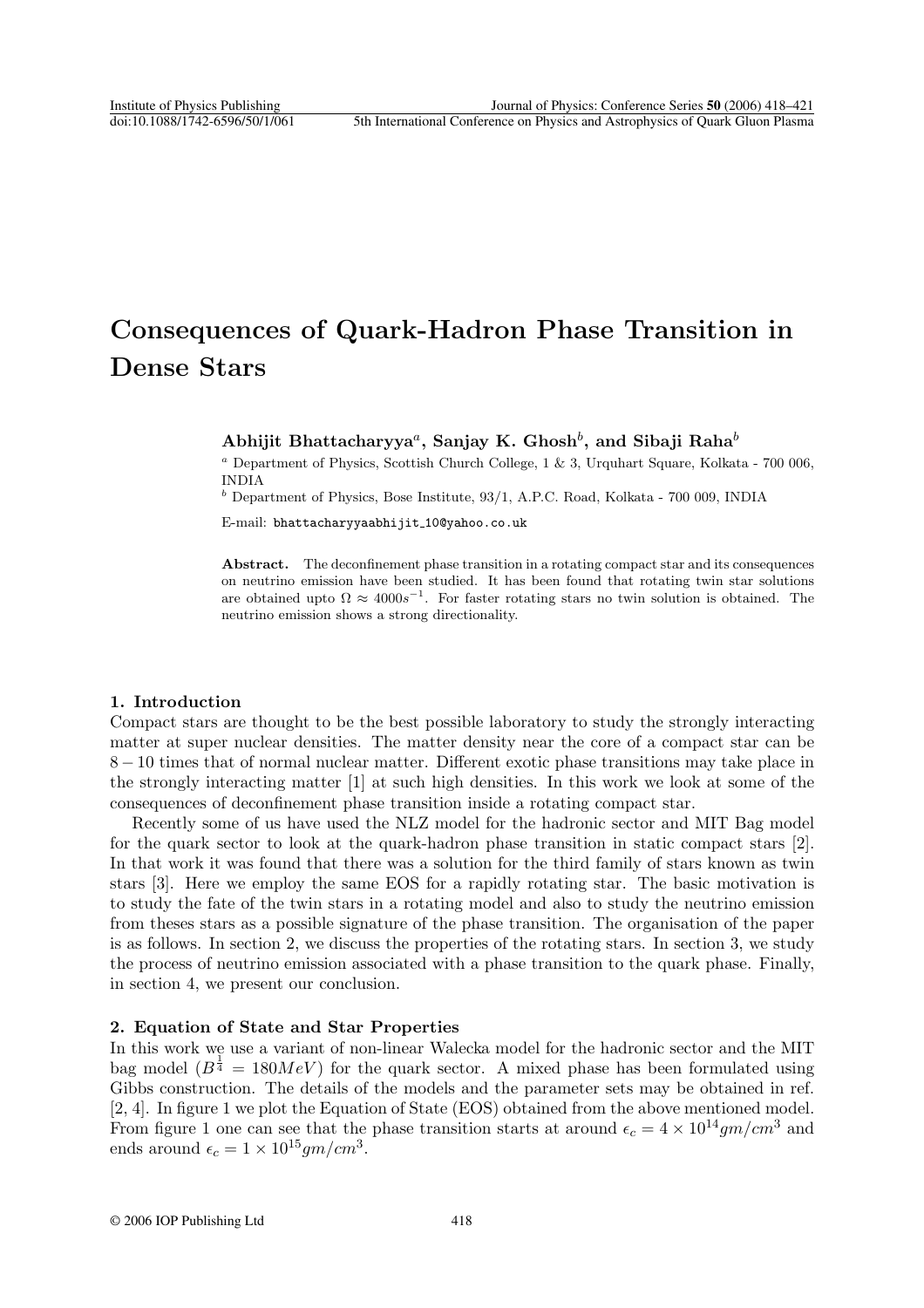# Consequences of Quark-Hadron Phase Transition in Dense Stars

**Abhijit Bhattacharyya**[a], **Sanjay K. Ghosh**[b], **and Sibaji Raha**[b]

[a] Department of Physics, Scottish Church College, 1 & 3, Urquhart Square, Kolkata - 700 006, INDIA

[b] Department of Physics, Bose Institute, 93/1, A.P.C. Road, Kolkata - 700 009, INDIA

E-mail: bhattacharyyaabhijit_10@yahoo.co.uk

**Abstract.** The deconfinement phase transition in a rotating compact star and its consequences on neutrino emission have been studied. It has been found that rotating twin star solutions are obtained upto $\Omega \approx 4000s^{-1}$. For faster rotating stars no twin solution is obtained. The neutrino emission shows a strong directionality.

## 1. Introduction

Compact stars are thought to be the best possible laboratory to study the strongly interacting matter at super nuclear densities. The matter density near the core of a compact star can be $8-10$ times that of normal nuclear matter. Different exotic phase transitions may take place in the strongly interacting matter [1] at such high densities. In this work we look at some of the consequences of deconfinement phase transition inside a rotating compact star.

Recently some of us have used the NLZ model for the hadronic sector and MIT Bag model for the quark sector to look at the quark-hadron phase transition in static compact stars [2]. In that work it was found that there was a solution for the third family of stars known as twin stars [3]. Here we employ the same EOS for a rapidly rotating star. The basic motivation is to study the fate of the twin stars in a rotating model and also to study the neutrino emission from theses stars as a possible signature of the phase transition. The organisation of the paper is as follows. In section 2, we discuss the properties of the rotating stars. In section 3, we study the process of neutrino emission associated with a phase transition to the quark phase. Finally, in section 4, we present our conclusion.

## 2. Equation of State and Star Properties

In this work we use a variant of non-linear Walecka model for the hadronic sector and the MIT bag model ($B^{\frac{1}{4}} = 180MeV$) for the quark sector. A mixed phase has been formulated using Gibbs construction. The details of the models and the parameter sets may be obtained in ref. [2, 4]. In figure 1 we plot the Equation of State (EOS) obtained from the above mentioned model. From figure 1 one can see that the phase transition starts at around $\epsilon_c = 4 \times 10^{14} gm/cm^3$ and ends around $\epsilon_c = 1 \times 10^{15} gm/cm^3$.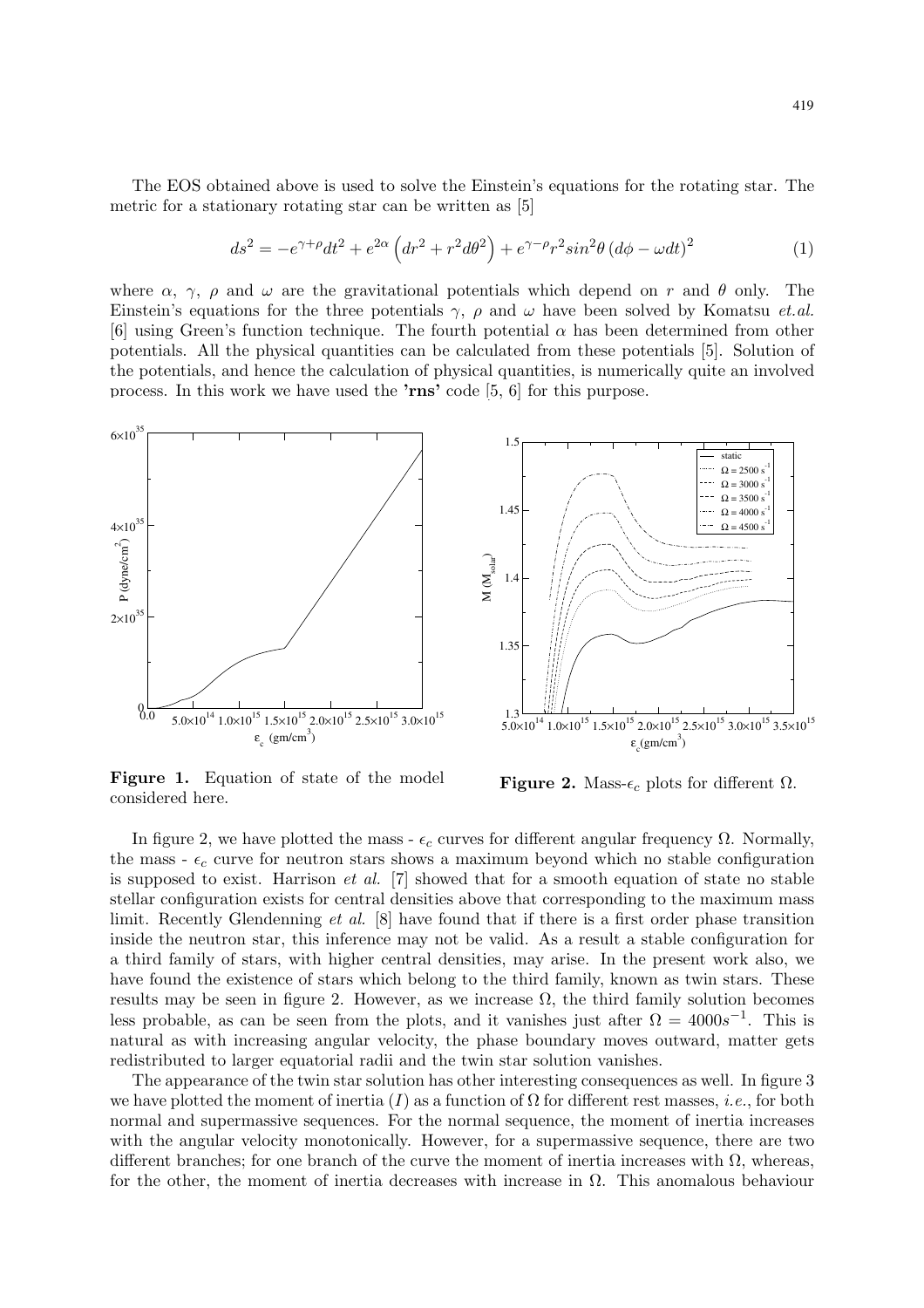The EOS obtained above is used to solve the Einstein's equations for the rotating star. The metric for a stationary rotating star can be written as [5]

$$ds^2 = -e^{\gamma+\rho}dt^2 + e^{2\alpha}\left(dr^2 + r^2 d\theta^2\right) + e^{\gamma-\rho}r^2 sin^2\theta \left(d\phi - \omega dt\right)^2 \tag{1}$$

where $\alpha$, $\gamma$, $\rho$ and $\omega$ are the gravitational potentials which depend on $r$ and $\theta$ only. The Einstein's equations for the three potentials $\gamma$, $\rho$ and $\omega$ have been solved by Komatsu *et.al.* [6] using Green's function technique. The fourth potential $\alpha$ has been determined from other potentials. All the physical quantities can be calculated from these potentials [5]. Solution of the potentials, and hence the calculation of physical quantities, is numerically quite an involved process. In this work we have used the **'rns'** code [5, 6] for this purpose.

**Figure 1.** Equation of state of the model considered here.

**Figure 2.** Mass-$\epsilon_c$ plots for different $\Omega$.

In figure 2, we have plotted the mass - $\epsilon_c$ curves for different angular frequency $\Omega$. Normally, the mass - $\epsilon_c$ curve for neutron stars shows a maximum beyond which no stable configuration is supposed to exist. Harrison *et al.* [7] showed that for a smooth equation of state no stable stellar configuration exists for central densities above that corresponding to the maximum mass limit. Recently Glendenning *et al.* [8] have found that if there is a first order phase transition inside the neutron star, this inference may not be valid. As a result a stable configuration for a third family of stars, with higher central densities, may arise. In the present work also, we have found the existence of stars which belong to the third family, known as twin stars. These results may be seen in figure 2. However, as we increase $\Omega$, the third family solution becomes less probable, as can be seen from the plots, and it vanishes just after $\Omega = 4000s^{-1}$. This is natural as with increasing angular velocity, the phase boundary moves outward, matter gets redistributed to larger equatorial radii and the twin star solution vanishes.

The appearance of the twin star solution has other interesting consequences as well. In figure 3 we have plotted the moment of inertia ($I$) as a function of $\Omega$ for different rest masses, *i.e.*, for both normal and supermassive sequences. For the normal sequence, the moment of inertia increases with the angular velocity monotonically. However, for a supermassive sequence, there are two different branches; for one branch of the curve the moment of inertia increases with $\Omega$, whereas, for the other, the moment of inertia decreases with increase in $\Omega$. This anomalous behaviour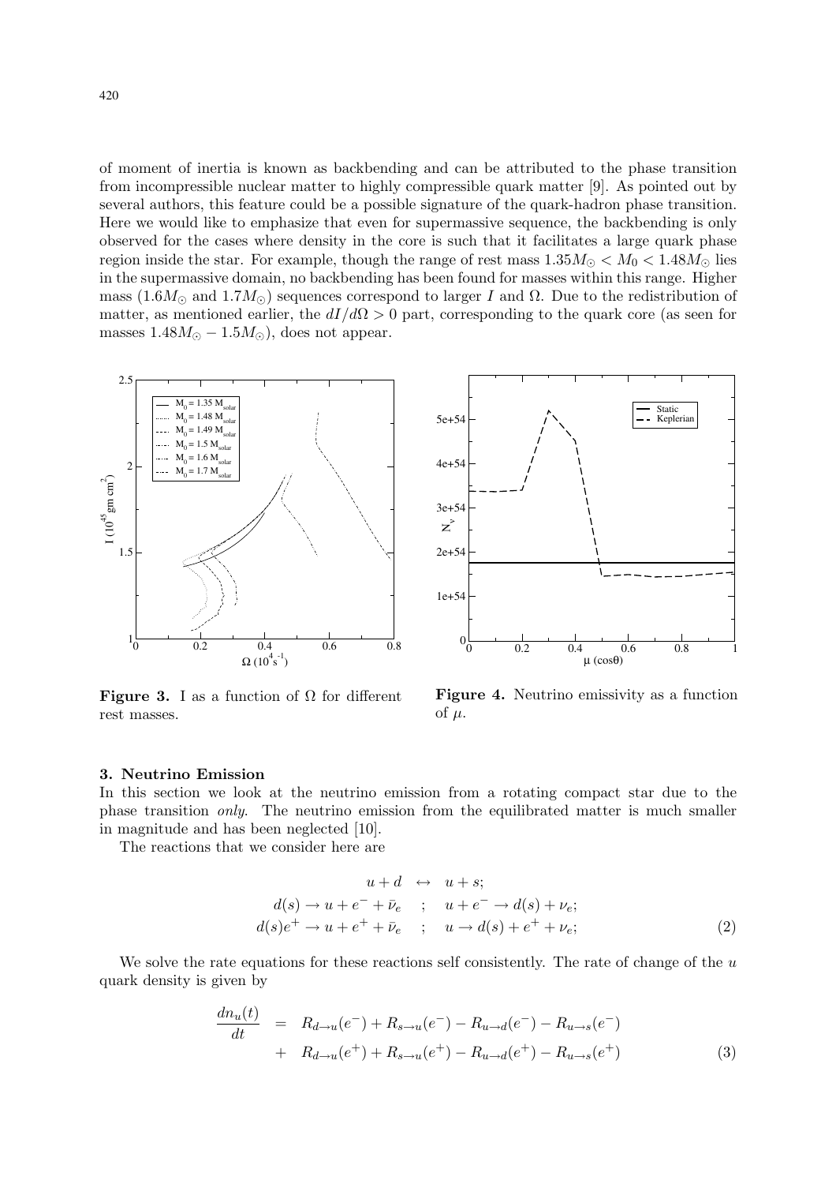of moment of inertia is known as backbending and can be attributed to the phase transition from incompressible nuclear matter to highly compressible quark matter [9]. As pointed out by several authors, this feature could be a possible signature of the quark-hadron phase transition. Here we would like to emphasize that even for supermassive sequence, the backbending is only observed for the cases where density in the core is such that it facilitates a large quark phase region inside the star. For example, though the range of rest mass $1.35M_\odot < M_0 < 1.48M_\odot$ lies in the supermassive domain, no backbending has been found for masses within this range. Higher mass ($1.6M_\odot$ and $1.7M_\odot$) sequences correspond to larger $I$ and $\Omega$. Due to the redistribution of matter, as mentioned earlier, the $dI/d\Omega > 0$ part, corresponding to the quark core (as seen for masses $1.48M_\odot - 1.5M_\odot$), does not appear.

**Figure 3.** I as a function of $\Omega$ for different rest masses.

**Figure 4.** Neutrino emissivity as a function of $\mu$.

### 3. Neutrino Emission

In this section we look at the neutrino emission from a rotating compact star due to the phase transition *only*. The neutrino emission from the equilibrated matter is much smaller in magnitude and has been neglected [10].

The reactions that we consider here are

$$
\begin{aligned}
u + d &\leftrightarrow u + s; \\
d(s) \rightarrow u + e^- + \bar{\nu}_e \quad &; \quad u + e^- \rightarrow d(s) + \nu_e; \\
d(s)e^+ \rightarrow u + e^+ + \bar{\nu}_e \quad &; \quad u \rightarrow d(s) + e^+ + \nu_e;
\end{aligned}
\tag{2}
$$

We solve the rate equations for these reactions self consistently. The rate of change of the $u$ quark density is given by

$$
\begin{aligned}
\frac{dn_u(t)}{dt} &= R_{d\rightarrow u}(e^-) + R_{s\rightarrow u}(e^-) - R_{u\rightarrow d}(e^-) - R_{u\rightarrow s}(e^-) \\
&+ R_{d\rightarrow u}(e^+) + R_{s\rightarrow u}(e^+) - R_{u\rightarrow d}(e^+) - R_{u\rightarrow s}(e^+)
\end{aligned}
\tag{3}
$$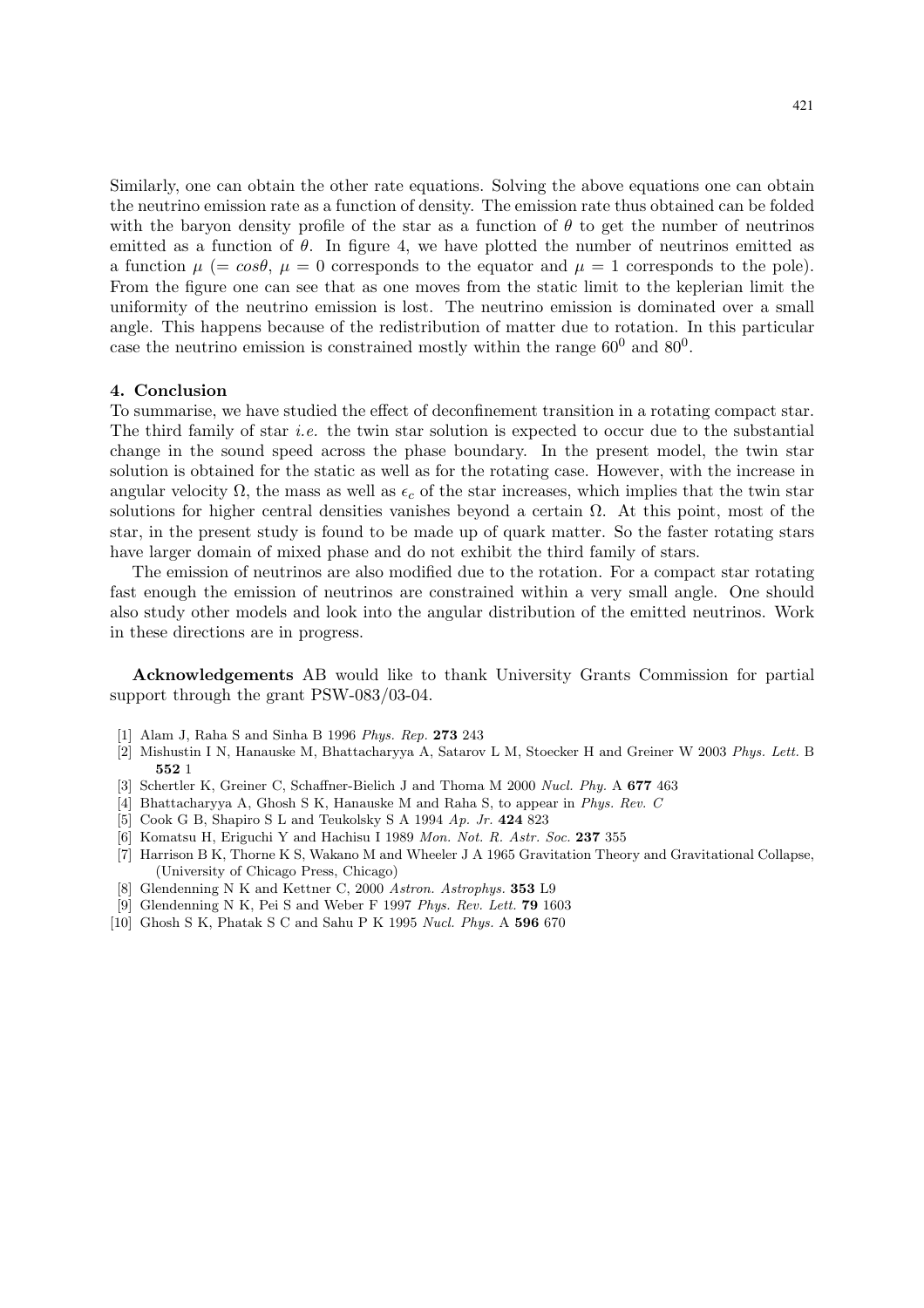Similarly, one can obtain the other rate equations. Solving the above equations one can obtain the neutrino emission rate as a function of density. The emission rate thus obtained can be folded with the baryon density profile of the star as a function of $\theta$ to get the number of neutrinos emitted as a function of $\theta$. In figure 4, we have plotted the number of neutrinos emitted as a function $\mu$ ($= cos\theta$, $\mu = 0$ corresponds to the equator and $\mu = 1$ corresponds to the pole). From the figure one can see that as one moves from the static limit to the keplerian limit the uniformity of the neutrino emission is lost. The neutrino emission is dominated over a small angle. This happens because of the redistribution of matter due to rotation. In this particular case the neutrino emission is constrained mostly within the range $60^0$ and $80^0$.

## 4. Conclusion

To summarise, we have studied the effect of deconfinement transition in a rotating compact star. The third family of star *i.e.* the twin star solution is expected to occur due to the substantial change in the sound speed across the phase boundary. In the present model, the twin star solution is obtained for the static as well as for the rotating case. However, with the increase in angular velocity $\Omega$, the mass as well as $\epsilon_c$ of the star increases, which implies that the twin star solutions for higher central densities vanishes beyond a certain $\Omega$. At this point, most of the star, in the present study is found to be made up of quark matter. So the faster rotating stars have larger domain of mixed phase and do not exhibit the third family of stars.

The emission of neutrinos are also modified due to the rotation. For a compact star rotating fast enough the emission of neutrinos are constrained within a very small angle. One should also study other models and look into the angular distribution of the emitted neutrinos. Work in these directions are in progress.

**Acknowledgements** AB would like to thank University Grants Commission for partial support through the grant PSW-083/03-04.

[1] Alam J, Raha S and Sinha B 1996 *Phys. Rep.* **273** 243
[2] Mishustin I N, Hanauske M, Bhattacharyya A, Satarov L M, Stoecker H and Greiner W 2003 *Phys. Lett.* B **552** 1
[3] Schertler K, Greiner C, Schaffner-Bielich J and Thoma M 2000 *Nucl. Phy.* A **677** 463
[4] Bhattacharyya A, Ghosh S K, Hanauske M and Raha S, to appear in *Phys. Rev. C*
[5] Cook G B, Shapiro S L and Teukolsky S A 1994 *Ap. Jr.* **424** 823
[6] Komatsu H, Eriguchi Y and Hachisu I 1989 *Mon. Not. R. Astr. Soc.* **237** 355
[7] Harrison B K, Thorne K S, Wakano M and Wheeler J A 1965 Gravitation Theory and Gravitational Collapse, (University of Chicago Press, Chicago)
[8] Glendenning N K and Kettner C, 2000 *Astron. Astrophys.* **353** L9
[9] Glendenning N K, Pei S and Weber F 1997 *Phys. Rev. Lett.* **79** 1603
[10] Ghosh S K, Phatak S C and Sahu P K 1995 *Nucl. Phys.* A **596** 670